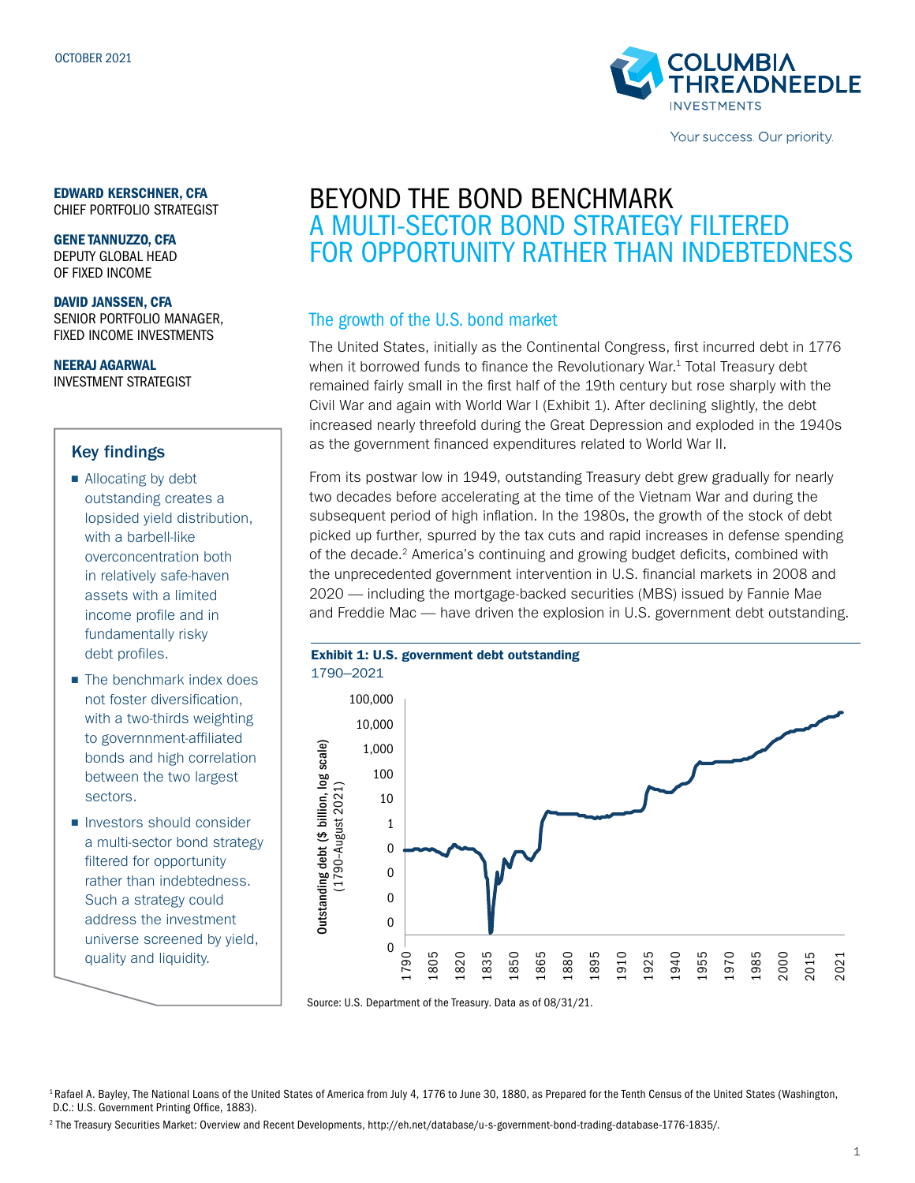OCTOBER 2021

**EDWARD KERSCHNER, CFA**
CHIEF PORTFOLIO STRATEGIST

**GENE TANNUZZO, CFA**
DEPUTY GLOBAL HEAD OF FIXED INCOME

**DAVID JANSSEN, CFA**
SENIOR PORTFOLIO MANAGER, FIXED INCOME INVESTMENTS

**NEERAJ AGARWAL**
INVESTMENT STRATEGIST

### Key findings

- Allocating by debt outstanding creates a lopsided yield distribution, with a barbell-like overconcentration both in relatively safe-haven assets with a limited income profile and in fundamentally risky debt profiles.
- The benchmark index does not foster diversification, with a two-thirds weighting to govennment-affiliated bonds and high correlation between the two largest sectors.
- Investors should consider a multi-sector bond strategy filtered for opportunity rather than indebtedness. Such a strategy could address the investment universe screened by yield, quality and liquidity.

# BEYOND THE BOND BENCHMARK
## A MULTI-SECTOR BOND STRATEGY FILTERED FOR OPPORTUNITY RATHER THAN INDEBTEDNESS

### The growth of the U.S. bond market

The United States, initially as the Continental Congress, first incurred debt in 1776 when it borrowed funds to finance the Revolutionary War.[1] Total Treasury debt remained fairly small in the first half of the 19th century but rose sharply with the Civil War and again with World War I (Exhibit 1). After declining slightly, the debt increased nearly threefold during the Great Depression and exploded in the 1940s as the government financed expenditures related to World War II.

From its postwar low in 1949, outstanding Treasury debt grew gradually for nearly two decades before accelerating at the time of the Vietnam War and during the subsequent period of high inflation. In the 1980s, the growth of the stock of debt picked up further, spurred by the tax cuts and rapid increases in defense spending of the decade.[2] America's continuing and growing budget deficits, combined with the unprecedented government intervention in U.S. financial markets in 2008 and 2020 — including the mortgage-backed securities (MBS) issued by Fannie Mae and Freddie Mac — have driven the explosion in U.S. government debt outstanding.

**Exhibit 1: U.S. government debt outstanding**
1790–2021

Source: U.S. Department of the Treasury. Data as of 08/31/21.

[1] Rafael A. Bayley, The National Loans of the United States of America from July 4, 1776 to June 30, 1880, as Prepared for the Tenth Census of the United States (Washington, D.C.: U.S. Government Printing Office, 1883).

[2] The Treasury Securities Market: Overview and Recent Developments, http://eh.net/database/u-s-government-bond-trading-database-1776-1835/.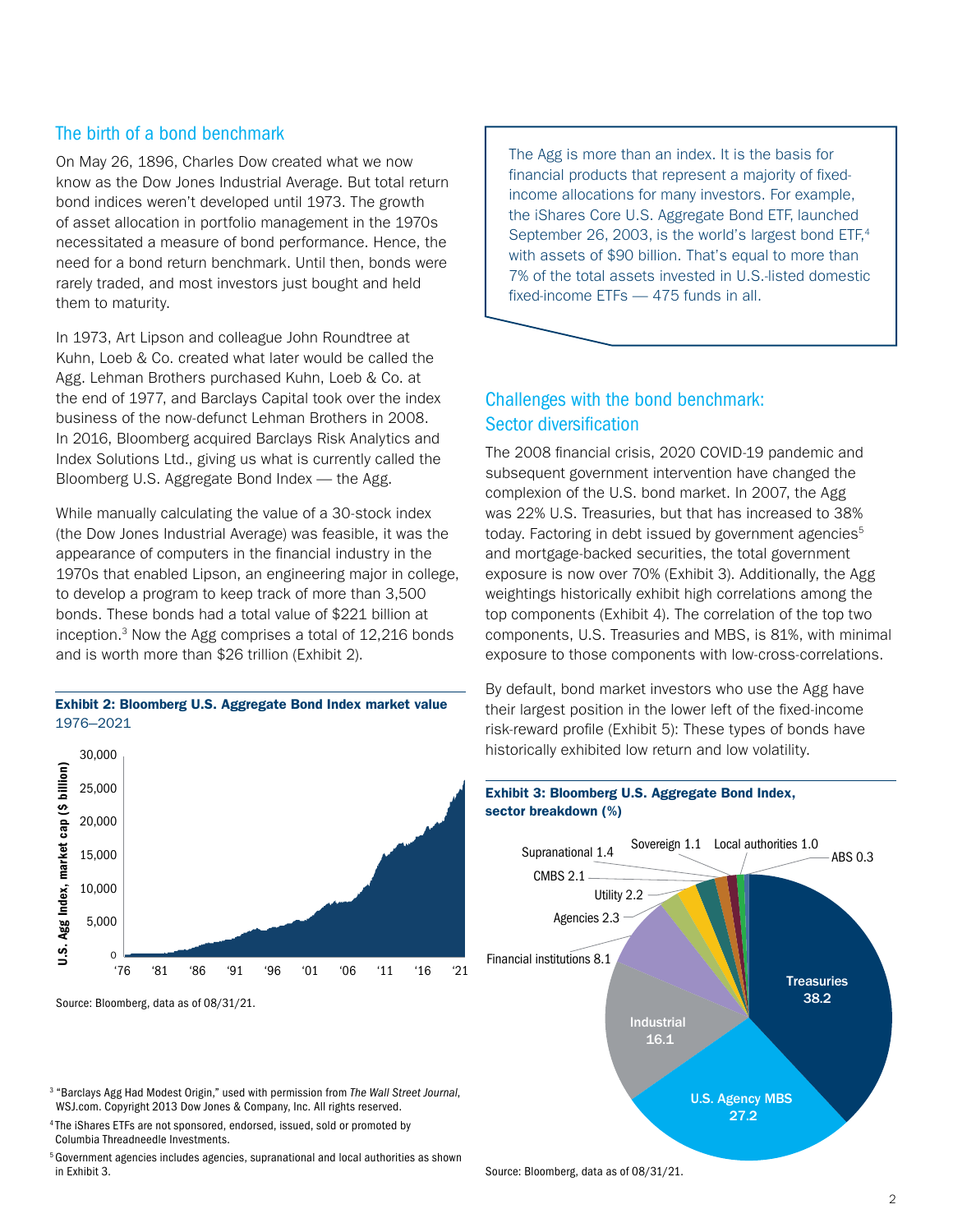## The birth of a bond benchmark

On May 26, 1896, Charles Dow created what we now know as the Dow Jones Industrial Average. But total return bond indices weren't developed until 1973. The growth of asset allocation in portfolio management in the 1970s necessitated a measure of bond performance. Hence, the need for a bond return benchmark. Until then, bonds were rarely traded, and most investors just bought and held them to maturity.

In 1973, Art Lipson and colleague John Roundtree at Kuhn, Loeb & Co. created what later would be called the Agg. Lehman Brothers purchased Kuhn, Loeb & Co. at the end of 1977, and Barclays Capital took over the index business of the now-defunct Lehman Brothers in 2008. In 2016, Bloomberg acquired Barclays Risk Analytics and Index Solutions Ltd., giving us what is currently called the Bloomberg U.S. Aggregate Bond Index — the Agg.

While manually calculating the value of a 30-stock index (the Dow Jones Industrial Average) was feasible, it was the appearance of computers in the financial industry in the 1970s that enabled Lipson, an engineering major in college, to develop a program to keep track of more than 3,500 bonds. These bonds had a total value of $221 billion at inception.[3] Now the Agg comprises a total of 12,216 bonds and is worth more than $26 trillion (Exhibit 2).

**Exhibit 2: Bloomberg U.S. Aggregate Bond Index market value**
1976–2021

Source: Bloomberg, data as of 08/31/21.

> The Agg is more than an index. It is the basis for financial products that represent a majority of fixed-income allocations for many investors. For example, the iShares Core U.S. Aggregate Bond ETF, launched September 26, 2003, is the world's largest bond ETF,[4] with assets of $90 billion. That's equal to more than 7% of the total assets invested in U.S.-listed domestic fixed-income ETFs — 475 funds in all.

## Challenges with the bond benchmark: Sector diversification

The 2008 financial crisis, 2020 COVID-19 pandemic and subsequent government intervention have changed the complexion of the U.S. bond market. In 2007, the Agg was 22% U.S. Treasuries, but that has increased to 38% today. Factoring in debt issued by government agencies[5] and mortgage-backed securities, the total government exposure is now over 70% (Exhibit 3). Additionally, the Agg weightings historically exhibit high correlations among the top components (Exhibit 4). The correlation of the top two components, U.S. Treasuries and MBS, is 81%, with minimal exposure to those components with low-cross-correlations.

By default, bond market investors who use the Agg have their largest position in the lower left of the fixed-income risk-reward profile (Exhibit 5): These types of bonds have historically exhibited low return and low volatility.

**Exhibit 3: Bloomberg U.S. Aggregate Bond Index, sector breakdown (%)**

| Sector | % |
|---|---|
| Treasuries | 38.2 |
| U.S. Agency MBS | 27.2 |
| Industrial | 16.1 |
| Financial institutions | 8.1 |
| Agencies | 2.3 |
| Utility | 2.2 |
| CMBS | 2.1 |
| Supranational | 1.4 |
| Sovereign | 1.1 |
| Local authorities | 1.0 |
| ABS | 0.3 |

Source: Bloomberg, data as of 08/31/21.

[3] "Barclays Agg Had Modest Origin," used with permission from *The Wall Street Journal*, WSJ.com. Copyright 2013 Dow Jones & Company, Inc. All rights reserved.

[4] The iShares ETFs are not sponsored, endorsed, issued, sold or promoted by Columbia Threadneedle Investments.

[5] Government agencies includes agencies, supranational and local authorities as shown in Exhibit 3.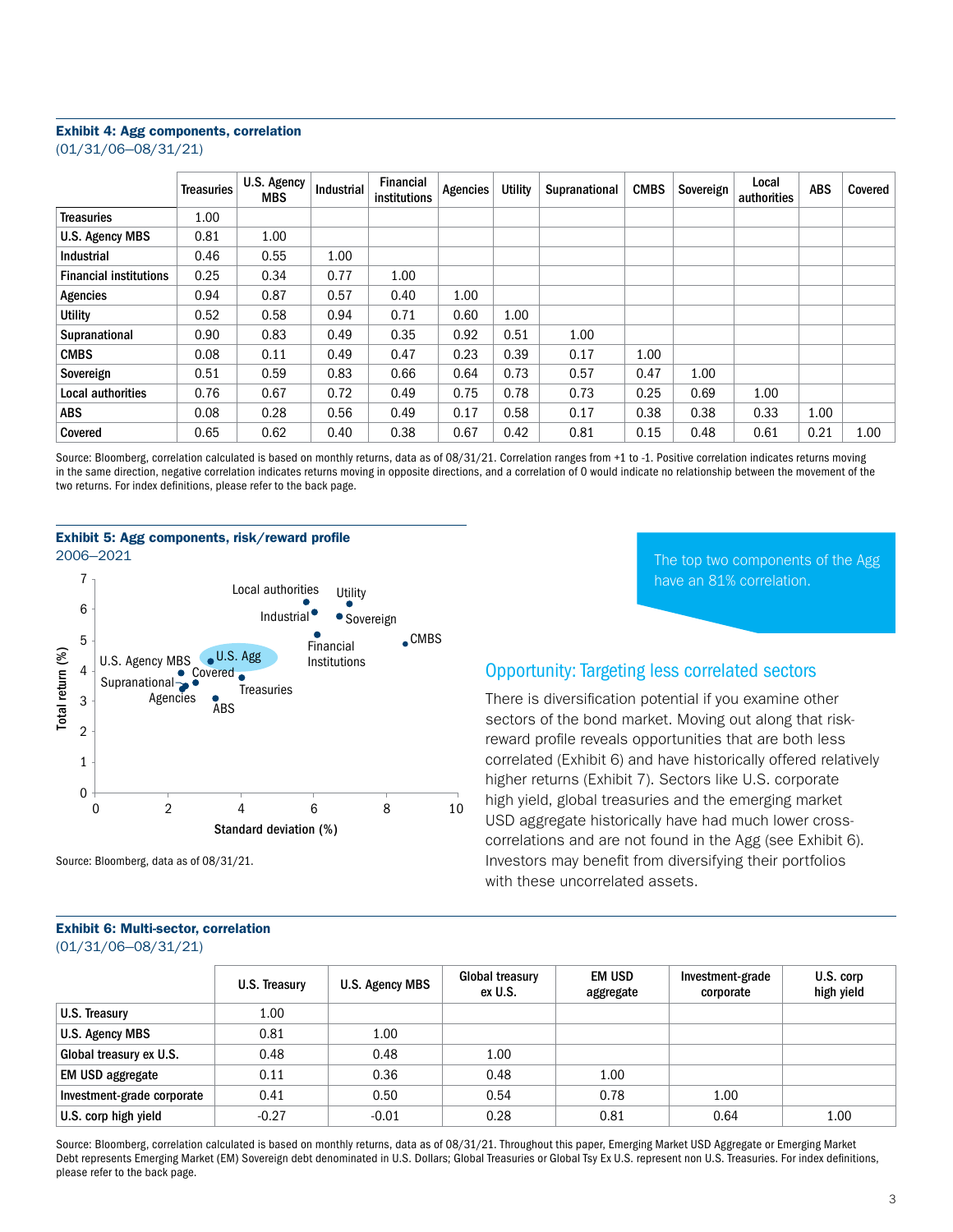**Exhibit 4: Agg components, correlation**
(01/31/06–08/31/21)

| | Treasuries | U.S. Agency MBS | Industrial | Financial institutions | Agencies | Utility | Supranational | CMBS | Sovereign | Local authorities | ABS | Covered |
|---|---|---|---|---|---|---|---|---|---|---|---|---|
| Treasuries | 1.00 | | | | | | | | | | | |
| U.S. Agency MBS | 0.81 | 1.00 | | | | | | | | | | |
| Industrial | 0.46 | 0.55 | 1.00 | | | | | | | | | |
| Financial institutions | 0.25 | 0.34 | 0.77 | 1.00 | | | | | | | | |
| Agencies | 0.94 | 0.87 | 0.57 | 0.40 | 1.00 | | | | | | | |
| Utility | 0.52 | 0.58 | 0.94 | 0.71 | 0.60 | 1.00 | | | | | | |
| Supranational | 0.90 | 0.83 | 0.49 | 0.35 | 0.92 | 0.51 | 1.00 | | | | | |
| CMBS | 0.08 | 0.11 | 0.49 | 0.47 | 0.23 | 0.39 | 0.17 | 1.00 | | | | |
| Sovereign | 0.51 | 0.59 | 0.83 | 0.66 | 0.64 | 0.73 | 0.57 | 0.47 | 1.00 | | | |
| Local authorities | 0.76 | 0.67 | 0.72 | 0.49 | 0.75 | 0.78 | 0.73 | 0.25 | 0.69 | 1.00 | | |
| ABS | 0.08 | 0.28 | 0.56 | 0.49 | 0.17 | 0.58 | 0.17 | 0.38 | 0.38 | 0.33 | 1.00 | |
| Covered | 0.65 | 0.62 | 0.40 | 0.38 | 0.67 | 0.42 | 0.81 | 0.15 | 0.48 | 0.61 | 0.21 | 1.00 |

Source: Bloomberg, correlation calculated is based on monthly returns, data as of 08/31/21. Correlation ranges from +1 to -1. Positive correlation indicates returns moving in the same direction, negative correlation indicates returns moving in opposite directions, and a correlation of 0 would indicate no relationship between the movement of the two returns. For index definitions, please refer to the back page.

**Exhibit 5: Agg components, risk/reward profile**
2006–2021

Source: Bloomberg, data as of 08/31/21.

The top two components of the Agg have an 81% correlation.

## Opportunity: Targeting less correlated sectors

There is diversification potential if you examine other sectors of the bond market. Moving out along that risk-reward profile reveals opportunities that are both less correlated (Exhibit 6) and have historically offered relatively higher returns (Exhibit 7). Sectors like U.S. corporate high yield, global treasuries and the emerging market USD aggregate historically have had much lower cross-correlations and are not found in the Agg (see Exhibit 6). Investors may benefit from diversifying their portfolios with these uncorrelated assets.

**Exhibit 6: Multi-sector, correlation**
(01/31/06–08/31/21)

| | U.S. Treasury | U.S. Agency MBS | Global treasury ex U.S. | EM USD aggregate | Investment-grade corporate | U.S. corp high yield |
|---|---|---|---|---|---|---|
| U.S. Treasury | 1.00 | | | | | |
| U.S. Agency MBS | 0.81 | 1.00 | | | | |
| Global treasury ex U.S. | 0.48 | 0.48 | 1.00 | | | |
| EM USD aggregate | 0.11 | 0.36 | 0.48 | 1.00 | | |
| Investment-grade corporate | 0.41 | 0.50 | 0.54 | 0.78 | 1.00 | |
| U.S. corp high yield | -0.27 | -0.01 | 0.28 | 0.81 | 0.64 | 1.00 |

Source: Bloomberg, correlation calculated is based on monthly returns, data as of 08/31/21. Throughout this paper, Emerging Market USD Aggregate or Emerging Market Debt represents Emerging Market (EM) Sovereign debt denominated in U.S. Dollars; Global Treasuries or Global Tsy Ex U.S. represent non U.S. Treasuries. For index definitions, please refer to the back page.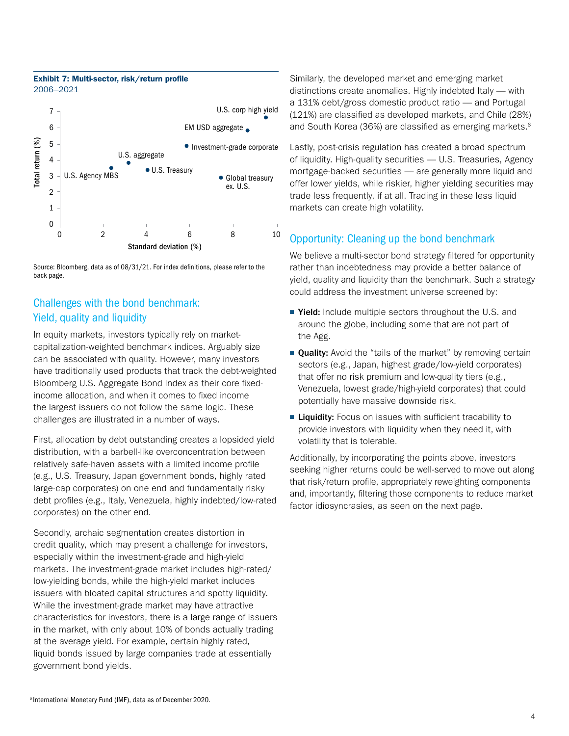**Exhibit 7: Multi-sector, risk/return profile**
2006–2021

| Sector | Standard deviation (%) | Total return (%) |
|---|---|---|
| U.S. corp high yield | ~9.5 | ~6.6 |
| EM USD aggregate | ~8.7 | ~5.8 |
| Investment-grade corporate | ~5.9 | ~4.9 |
| U.S. aggregate | ~3.2 | ~3.8 |
| U.S. Treasury | ~4.0 | ~3.4 |
| U.S. Agency MBS | ~2.4 | ~3.5 |
| Global treasury ex. U.S. | ~7.5 | ~2.9 |

Source: Bloomberg, data as of 08/31/21. For index definitions, please refer to the back page.

## Challenges with the bond benchmark: Yield, quality and liquidity

In equity markets, investors typically rely on market-capitalization-weighted benchmark indices. Arguably size can be associated with quality. However, many investors have traditionally used products that track the debt-weighted Bloomberg U.S. Aggregate Bond Index as their core fixed-income allocation, and when it comes to fixed income the largest issuers do not follow the same logic. These challenges are illustrated in a number of ways.

First, allocation by debt outstanding creates a lopsided yield distribution, with a barbell-like overconcentration between relatively safe-haven assets with a limited income profile (e.g., U.S. Treasury, Japan government bonds, highly rated large-cap corporates) on one end and fundamentally risky debt profiles (e.g., Italy, Venezuela, highly indebted/low-rated corporates) on the other end.

Secondly, archaic segmentation creates distortion in credit quality, which may present a challenge for investors, especially within the investment-grade and high-yield markets. The investment-grade market includes high-rated/low-yielding bonds, while the high-yield market includes issuers with bloated capital structures and spotty liquidity. While the investment-grade market may have attractive characteristics for investors, there is a large range of issuers in the market, with only about 10% of bonds actually trading at the average yield. For example, certain highly rated, liquid bonds issued by large companies trade at essentially government bond yields.

Similarly, the developed market and emerging market distinctions create anomalies. Highly indebted Italy — with a 131% debt/gross domestic product ratio — and Portugal (121%) are classified as developed markets, and Chile (28%) and South Korea (36%) are classified as emerging markets.[6]

Lastly, post-crisis regulation has created a broad spectrum of liquidity. High-quality securities — U.S. Treasuries, Agency mortgage-backed securities — are generally more liquid and offer lower yields, while riskier, higher yielding securities may trade less frequently, if at all. Trading in these less liquid markets can create high volatility.

## Opportunity: Cleaning up the bond benchmark

We believe a multi-sector bond strategy filtered for opportunity rather than indebtedness may provide a better balance of yield, quality and liquidity than the benchmark. Such a strategy could address the investment universe screened by:

- **Yield:** Include multiple sectors throughout the U.S. and around the globe, including some that are not part of the Agg.
- **Quality:** Avoid the "tails of the market" by removing certain sectors (e.g., Japan, highest grade/low-yield corporates) that offer no risk premium and low-quality tiers (e.g., Venezuela, lowest grade/high-yield corporates) that could potentially have massive downside risk.
- **Liquidity:** Focus on issues with sufficient tradability to provide investors with liquidity when they need it, with volatility that is tolerable.

Additionally, by incorporating the points above, investors seeking higher returns could be well-served to move out along that risk/return profile, appropriately reweighting components and, importantly, filtering those components to reduce market factor idiosyncrasies, as seen on the next page.

[6] International Monetary Fund (IMF), data as of December 2020.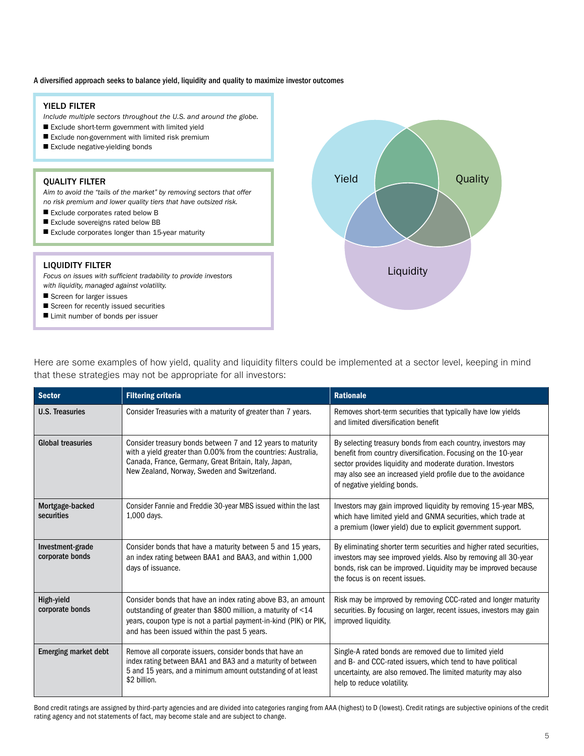A diversified approach seeks to balance yield, liquidity and quality to maximize investor outcomes

### YIELD FILTER

*Include multiple sectors throughout the U.S. and around the globe.*

- Exclude short-term government with limited yield
- Exclude non-government with limited risk premium
- Exclude negative-yielding bonds

### QUALITY FILTER

*Aim to avoid the "tails of the market" by removing sectors that offer no risk premium and lower quality tiers that have outsized risk.*

- Exclude corporates rated below B
- Exclude sovereigns rated below BB
- Exclude corporates longer than 15-year maturity

### LIQUIDITY FILTER

*Focus on issues with sufficient tradability to provide investors with liquidity, managed against volatility.*

- Screen for larger issues
- Screen for recently issued securities
- Limit number of bonds per issuer

Yield | Quality | Liquidity

Here are some examples of how yield, quality and liquidity filters could be implemented at a sector level, keeping in mind that these strategies may not be appropriate for all investors:

| Sector | Filtering criteria | Rationale |
|---|---|---|
| U.S. Treasuries | Consider Treasuries with a maturity of greater than 7 years. | Removes short-term securities that typically have low yields and limited diversification benefit |
| Global treasuries | Consider treasury bonds between 7 and 12 years to maturity with a yield greater than 0.00% from the countries: Australia, Canada, France, Germany, Great Britain, Italy, Japan, New Zealand, Norway, Sweden and Switzerland. | By selecting treasury bonds from each country, investors may benefit from country diversification. Focusing on the 10-year sector provides liquidity and moderate duration. Investors may also see an increased yield profile due to the avoidance of negative yielding bonds. |
| Mortgage-backed securities | Consider Fannie and Freddie 30-year MBS issued within the last 1,000 days. | Investors may gain improved liquidity by removing 15-year MBS, which have limited yield and GNMA securities, which trade at a premium (lower yield) due to explicit government support. |
| Investment-grade corporate bonds | Consider bonds that have a maturity between 5 and 15 years, an index rating between BAA1 and BAA3, and within 1,000 days of issuance. | By eliminating shorter term securities and higher rated securities, investors may see improved yields. Also by removing all 30-year bonds, risk can be improved. Liquidity may be improved because the focus is on recent issues. |
| High-yield corporate bonds | Consider bonds that have an index rating above B3, an amount outstanding of greater than $800 million, a maturity of <14 years, coupon type is not a partial payment-in-kind (PIK) or PIK, and has been issued within the past 5 years. | Risk may be improved by removing CCC-rated and longer maturity securities. By focusing on larger, recent issues, investors may gain improved liquidity. |
| Emerging market debt | Remove all corporate issuers, consider bonds that have an index rating between BAA1 and BA3 and a maturity of between 5 and 15 years, and a minimum amount outstanding of at least $2 billion. | Single-A rated bonds are removed due to limited yield and B- and CCC-rated issuers, which tend to have political uncertainty, are also removed. The limited maturity may also help to reduce volatility. |

Bond credit ratings are assigned by third-party agencies and are divided into categories ranging from AAA (highest) to D (lowest). Credit ratings are subjective opinions of the credit rating agency and not statements of fact, may become stale and are subject to change.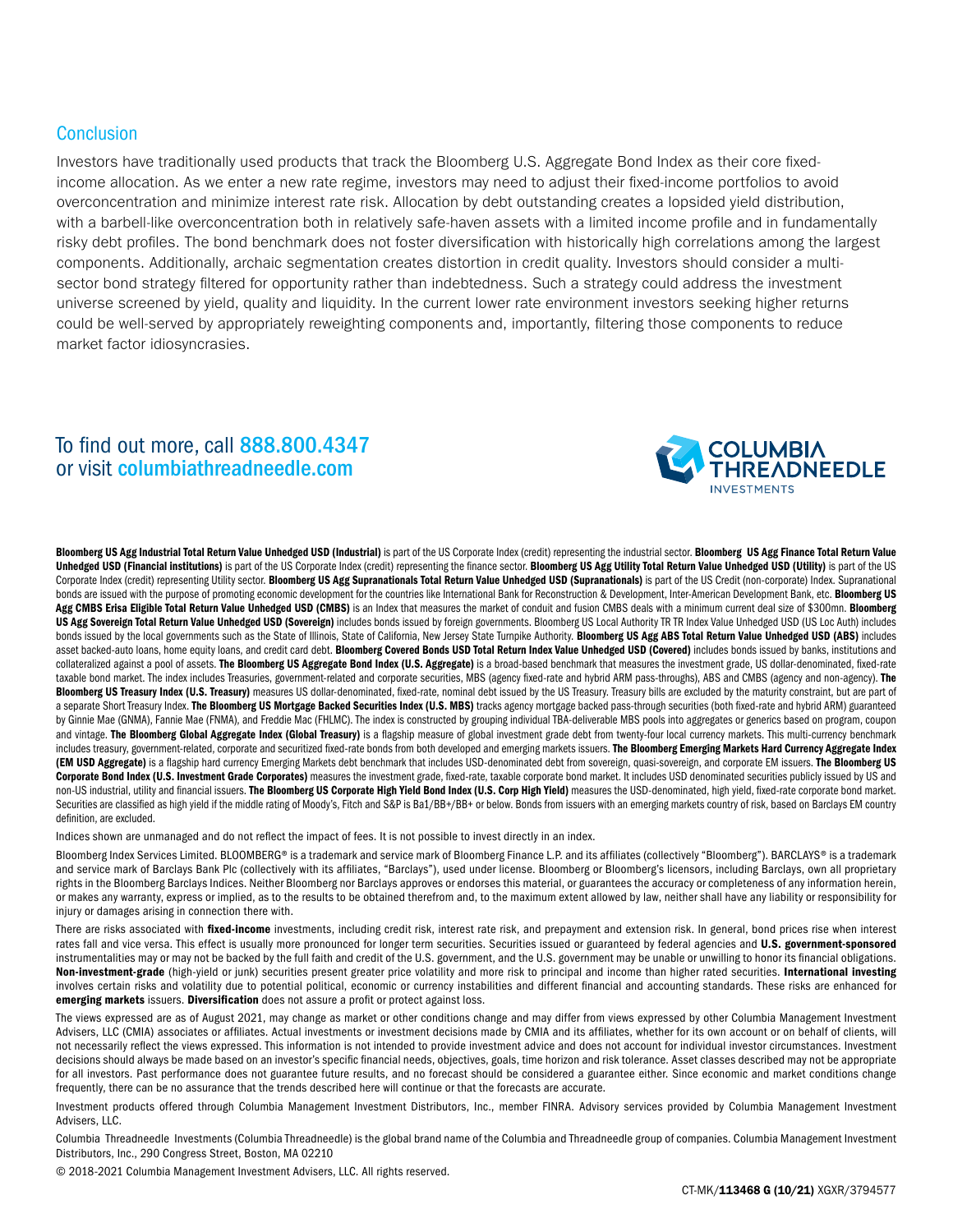## Conclusion

Investors have traditionally used products that track the Bloomberg U.S. Aggregate Bond Index as their core fixed-income allocation. As we enter a new rate regime, investors may need to adjust their fixed-income portfolios to avoid overconcentration and minimize interest rate risk. Allocation by debt outstanding creates a lopsided yield distribution, with a barbell-like overconcentration both in relatively safe-haven assets with a limited income profile and in fundamentally risky debt profiles. The bond benchmark does not foster diversification with historically high correlations among the largest components. Additionally, archaic segmentation creates distortion in credit quality. Investors should consider a multi-sector bond strategy filtered for opportunity rather than indebtedness. Such a strategy could address the investment universe screened by yield, quality and liquidity. In the current lower rate environment investors seeking higher returns could be well-served by appropriately reweighting components and, importantly, filtering those components to reduce market factor idiosyncrasies.

To find out more, call 888.800.4347
or visit columbiathreadneedle.com

COLUMBIA THREADNEEDLE INVESTMENTS

**Bloomberg US Agg Industrial Total Return Value Unhedged USD (Industrial)** is part of the US Corporate Index (credit) representing the industrial sector. **Bloomberg US Agg Finance Total Return Value Unhedged USD (Financial institutions)** is part of the US Corporate Index (credit) representing the finance sector. **Bloomberg US Agg Utility Total Return Value Unhedged USD (Utility)** is part of the US Corporate Index (credit) representing Utility sector. **Bloomberg US Agg Supranationals Total Return Value Unhedged USD (Supranationals)** is part of the US Credit (non-corporate) Index. Supranational bonds are issued with the purpose of promoting economic development for the countries like International Bank for Reconstruction & Development, Inter-American Development Bank, etc. **Bloomberg US Agg CMBS Erisa Eligible Total Return Value Unhedged USD (CMBS)** is an Index that measures the market of conduit and fusion CMBS deals with a minimum current deal size of $300mn. **Bloomberg US Agg Sovereign Total Return Value Unhedged USD (Sovereign)** includes bonds issued by foreign governments. Bloomberg US Local Authority TR TR Index Value Unhedged USD (US Loc Auth) includes bonds issued by the local governments such as the State of Illinois, State of California, New Jersey State Turnpike Authority. **Bloomberg US Agg ABS Total Return Value Unhedged USD (ABS)** includes asset backed-auto loans, home equity loans, and credit card debt. **Bloomberg Covered Bonds USD Total Return Index Value Unhedged USD (Covered)** includes bonds issued by banks, institutions and collateralized against a pool of assets. **The Bloomberg US Aggregate Bond Index (U.S. Aggregate)** is a broad-based benchmark that measures the investment grade, US dollar-denominated, fixed-rate taxable bond market. The index includes Treasuries, government-related and corporate securities, MBS (agency fixed-rate and hybrid ARM pass-throughs), ABS and CMBS (agency and non-agency). **The Bloomberg US Treasury Index (U.S. Treasury)** measures US dollar-denominated, fixed-rate, nominal debt issued by the US Treasury. Treasury bills are excluded by the maturity constraint, but are part of a separate Short Treasury Index. **The Bloomberg US Mortgage Backed Securities Index (U.S. MBS)** tracks agency mortgage backed pass-through securities (both fixed-rate and hybrid ARM) guaranteed by Ginnie Mae (GNMA), Fannie Mae (FNMA), and Freddie Mac (FHLMC). The index is constructed by grouping individual TBA-deliverable MBS pools into aggregates or generics based on program, coupon and vintage. **The Bloomberg Global Aggregate Index (Global Treasury)** is a flagship measure of global investment grade debt from twenty-four local currency markets. This multi-currency benchmark includes treasury, government-related, corporate and securitized fixed-rate bonds from both developed and emerging markets issuers. **The Bloomberg Emerging Markets Hard Currency Aggregate Index (EM USD Aggregate)** is a flagship hard currency Emerging Markets debt benchmark that includes USD-denominated debt from sovereign, quasi-sovereign, and corporate EM issuers. **The Bloomberg US Corporate Bond Index (U.S. Investment Grade Corporates)** measures the investment grade, fixed-rate, taxable corporate bond market. It includes USD denominated securities publicly issued by US and non-US industrial, utility and financial issuers. **The Bloomberg US Corporate High Yield Bond Index (U.S. Corp High Yield)** measures the USD-denominated, high yield, fixed-rate corporate bond market. Securities are classified as high yield if the middle rating of Moody's, Fitch and S&P is Ba1/BB+/BB+ or below. Bonds from issuers with an emerging markets country of risk, based on Barclays EM country definition, are excluded.

Indices shown are unmanaged and do not reflect the impact of fees. It is not possible to invest directly in an index.

Bloomberg Index Services Limited. BLOOMBERG® is a trademark and service mark of Bloomberg Finance L.P. and its affiliates (collectively "Bloomberg"). BARCLAYS® is a trademark and service mark of Barclays Bank Plc (collectively with its affiliates, "Barclays"), used under license. Bloomberg or Bloomberg's licensors, including Barclays, own all proprietary rights in the Bloomberg Barclays Indices. Neither Bloomberg nor Barclays approves or endorses this material, or guarantees the accuracy or completeness of any information herein, or makes any warranty, express or implied, as to the results to be obtained therefrom and, to the maximum extent allowed by law, neither shall have any liability or responsibility for injury or damages arising in connection there with.

There are risks associated with **fixed-income** investments, including credit risk, interest rate risk, and prepayment and extension risk. In general, bond prices rise when interest rates fall and vice versa. This effect is usually more pronounced for longer term securities. Securities issued or guaranteed by federal agencies and **U.S. government-sponsored** instrumentalities may or may not be backed by the full faith and credit of the U.S. government, and the U.S. government may be unable or unwilling to honor its financial obligations. **Non-investment-grade** (high-yield or junk) securities present greater price volatility and more risk to principal and income than higher rated securities. **International investing** involves certain risks and volatility due to potential political, economic or currency instabilities and different financial and accounting standards. These risks are enhanced for **emerging markets** issuers. **Diversification** does not assure a profit or protect against loss.

The views expressed are as of August 2021, may change as market or other conditions change and may differ from views expressed by other Columbia Management Investment Advisers, LLC (CMIA) associates or affiliates. Actual investments or investment decisions made by CMIA and its affiliates, whether for its own account or on behalf of clients, will not necessarily reflect the views expressed. This information is not intended to provide investment advice and does not account for individual investor circumstances. Investment decisions should always be made based on an investor's specific financial needs, objectives, goals, time horizon and risk tolerance. Asset classes described may not be appropriate for all investors. Past performance does not guarantee future results, and no forecast should be considered a guarantee either. Since economic and market conditions change frequently, there can be no assurance that the trends described here will continue or that the forecasts are accurate.

Investment products offered through Columbia Management Investment Distributors, Inc., member FINRA. Advisory services provided by Columbia Management Investment Advisers, LLC.

Columbia Threadneedle Investments (Columbia Threadneedle) is the global brand name of the Columbia and Threadneedle group of companies. Columbia Management Investment Distributors, Inc., 290 Congress Street, Boston, MA 02210

© 2018-2021 Columbia Management Investment Advisers, LLC. All rights reserved.

CT-MK/**113468 G (10/21)** XGXR/3794577